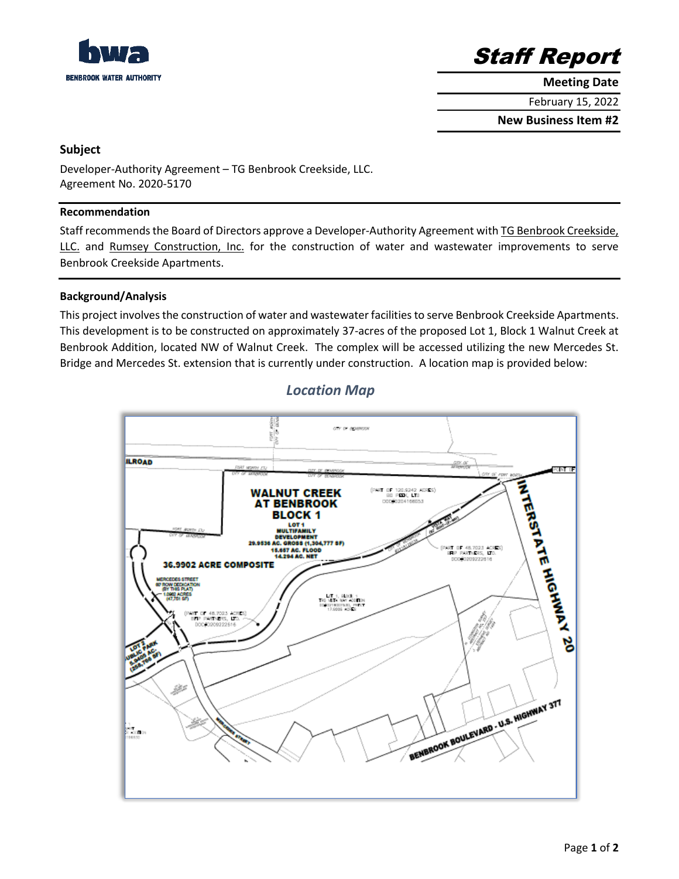# Staff Report

**Meeting Date**

February 15, 2022

**New Business Item #2**

### Subject

Developer-Authority Agreement – TG Benbrook Creekside, LLC.
Agreement No. 2020-5170

### Recommendation

Staff recommends the Board of Directors approve a Developer-Authority Agreement with TG Benbrook Creekside, LLC. and Rumsey Construction, Inc. for the construction of water and wastewater improvements to serve Benbrook Creekside Apartments.

### Background/Analysis

This project involves the construction of water and wastewater facilities to serve Benbrook Creekside Apartments. This development is to be constructed on approximately 37-acres of the proposed Lot 1, Block 1 Walnut Creek at Benbrook Addition, located NW of Walnut Creek. The complex will be accessed utilizing the new Mercedes St. Bridge and Mercedes St. extension that is currently under construction. A location map is provided below:

*Location Map*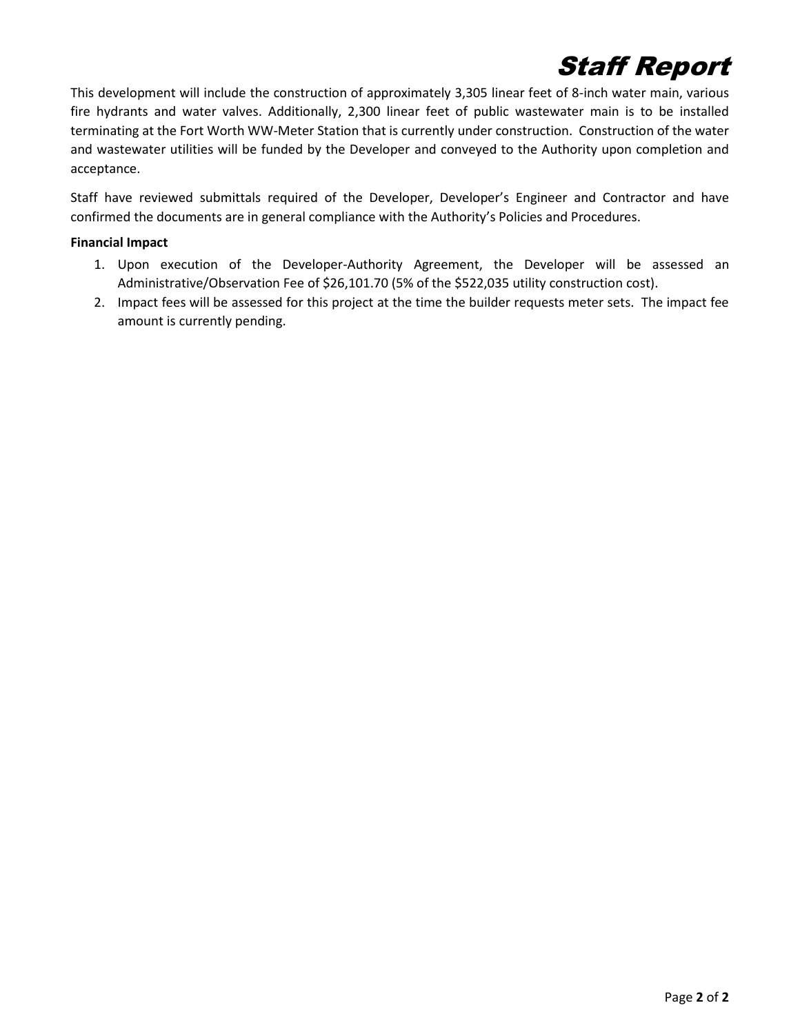This development will include the construction of approximately 3,305 linear feet of 8-inch water main, various fire hydrants and water valves. Additionally, 2,300 linear feet of public wastewater main is to be installed terminating at the Fort Worth WW-Meter Station that is currently under construction. Construction of the water and wastewater utilities will be funded by the Developer and conveyed to the Authority upon completion and acceptance.

Staff have reviewed submittals required of the Developer, Developer's Engineer and Contractor and have confirmed the documents are in general compliance with the Authority's Policies and Procedures.

**Financial Impact**

1. Upon execution of the Developer-Authority Agreement, the Developer will be assessed an Administrative/Observation Fee of $26,101.70 (5% of the $522,035 utility construction cost).
2. Impact fees will be assessed for this project at the time the builder requests meter sets. The impact fee amount is currently pending.